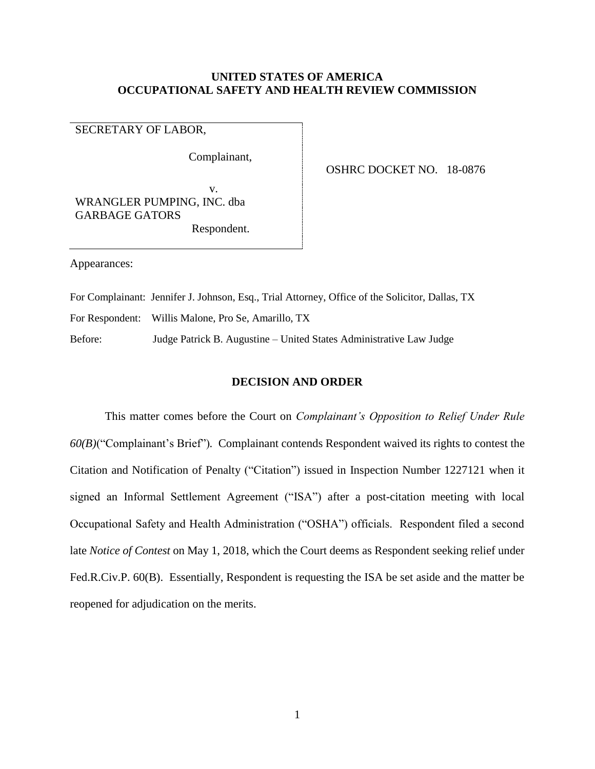**UNITED STATES OF AMERICA**
**OCCUPATIONAL SAFETY AND HEALTH REVIEW COMMISSION**

| | |
|---|---|
| SECRETARY OF LABOR,<br><br>Complainant,<br><br>v.<br>WRANGLER PUMPING, INC. dba GARBAGE GATORS<br><br>Respondent. | OSHRC DOCKET NO. 18-0876 |

Appearances:

For Complainant: Jennifer J. Johnson, Esq., Trial Attorney, Office of the Solicitor, Dallas, TX

For Respondent: Willis Malone, Pro Se, Amarillo, TX

Before: Judge Patrick B. Augustine – United States Administrative Law Judge

## DECISION AND ORDER

This matter comes before the Court on *Complainant's Opposition to Relief Under Rule 60(B)*("Complainant's Brief"). Complainant contends Respondent waived its rights to contest the Citation and Notification of Penalty ("Citation") issued in Inspection Number 1227121 when it signed an Informal Settlement Agreement ("ISA") after a post-citation meeting with local Occupational Safety and Health Administration ("OSHA") officials. Respondent filed a second late *Notice of Contest* on May 1, 2018, which the Court deems as Respondent seeking relief under Fed.R.Civ.P. 60(B). Essentially, Respondent is requesting the ISA be set aside and the matter be reopened for adjudication on the merits.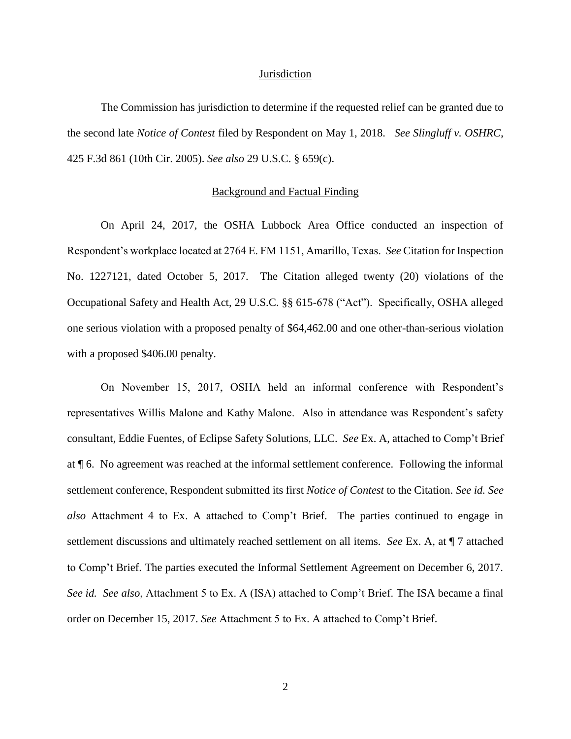## Jurisdiction

The Commission has jurisdiction to determine if the requested relief can be granted due to the second late *Notice of Contest* filed by Respondent on May 1, 2018. *See Slingluff v. OSHRC*, 425 F.3d 861 (10th Cir. 2005). *See also* 29 U.S.C. § 659(c).

## Background and Factual Finding

On April 24, 2017, the OSHA Lubbock Area Office conducted an inspection of Respondent's workplace located at 2764 E. FM 1151, Amarillo, Texas. *See* Citation for Inspection No. 1227121, dated October 5, 2017. The Citation alleged twenty (20) violations of the Occupational Safety and Health Act, 29 U.S.C. §§ 615-678 ("Act"). Specifically, OSHA alleged one serious violation with a proposed penalty of $64,462.00 and one other-than-serious violation with a proposed $406.00 penalty.

On November 15, 2017, OSHA held an informal conference with Respondent's representatives Willis Malone and Kathy Malone. Also in attendance was Respondent's safety consultant, Eddie Fuentes, of Eclipse Safety Solutions, LLC. *See* Ex. A, attached to Comp't Brief at ¶ 6. No agreement was reached at the informal settlement conference. Following the informal settlement conference, Respondent submitted its first *Notice of Contest* to the Citation. *See id. See also* Attachment 4 to Ex. A attached to Comp't Brief. The parties continued to engage in settlement discussions and ultimately reached settlement on all items. *See* Ex. A, at ¶ 7 attached to Comp't Brief. The parties executed the Informal Settlement Agreement on December 6, 2017. *See id. See also*, Attachment 5 to Ex. A (ISA) attached to Comp't Brief. The ISA became a final order on December 15, 2017. *See* Attachment 5 to Ex. A attached to Comp't Brief.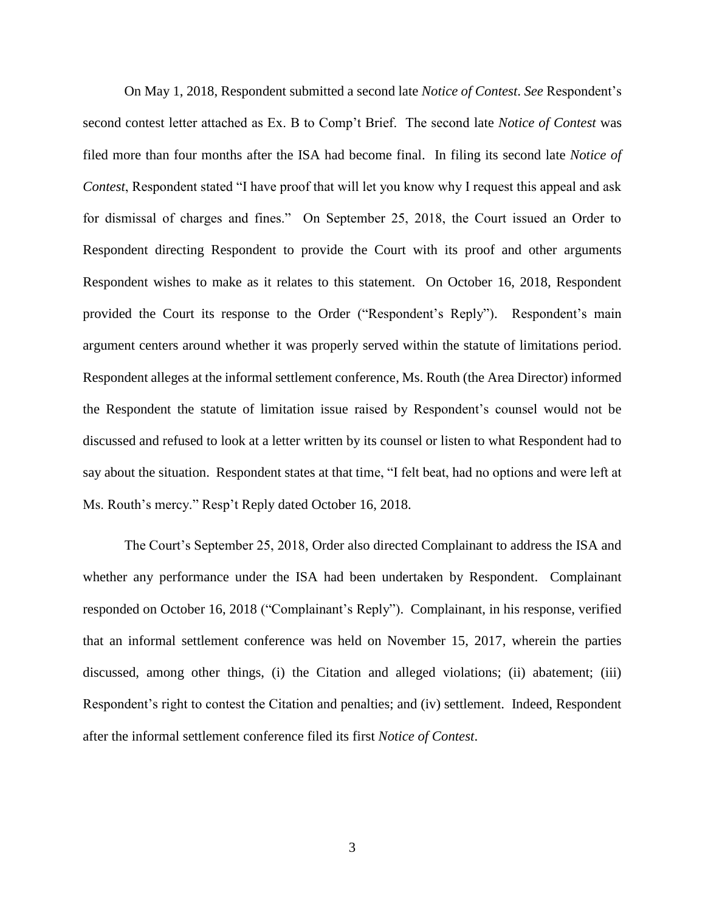On May 1, 2018, Respondent submitted a second late *Notice of Contest*. *See* Respondent's second contest letter attached as Ex. B to Comp't Brief. The second late *Notice of Contest* was filed more than four months after the ISA had become final. In filing its second late *Notice of Contest*, Respondent stated "I have proof that will let you know why I request this appeal and ask for dismissal of charges and fines." On September 25, 2018, the Court issued an Order to Respondent directing Respondent to provide the Court with its proof and other arguments Respondent wishes to make as it relates to this statement. On October 16, 2018, Respondent provided the Court its response to the Order ("Respondent's Reply"). Respondent's main argument centers around whether it was properly served within the statute of limitations period. Respondent alleges at the informal settlement conference, Ms. Routh (the Area Director) informed the Respondent the statute of limitation issue raised by Respondent's counsel would not be discussed and refused to look at a letter written by its counsel or listen to what Respondent had to say about the situation. Respondent states at that time, "I felt beat, had no options and were left at Ms. Routh's mercy." Resp't Reply dated October 16, 2018.

The Court's September 25, 2018, Order also directed Complainant to address the ISA and whether any performance under the ISA had been undertaken by Respondent. Complainant responded on October 16, 2018 ("Complainant's Reply"). Complainant, in his response, verified that an informal settlement conference was held on November 15, 2017, wherein the parties discussed, among other things, (i) the Citation and alleged violations; (ii) abatement; (iii) Respondent's right to contest the Citation and penalties; and (iv) settlement. Indeed, Respondent after the informal settlement conference filed its first *Notice of Contest*.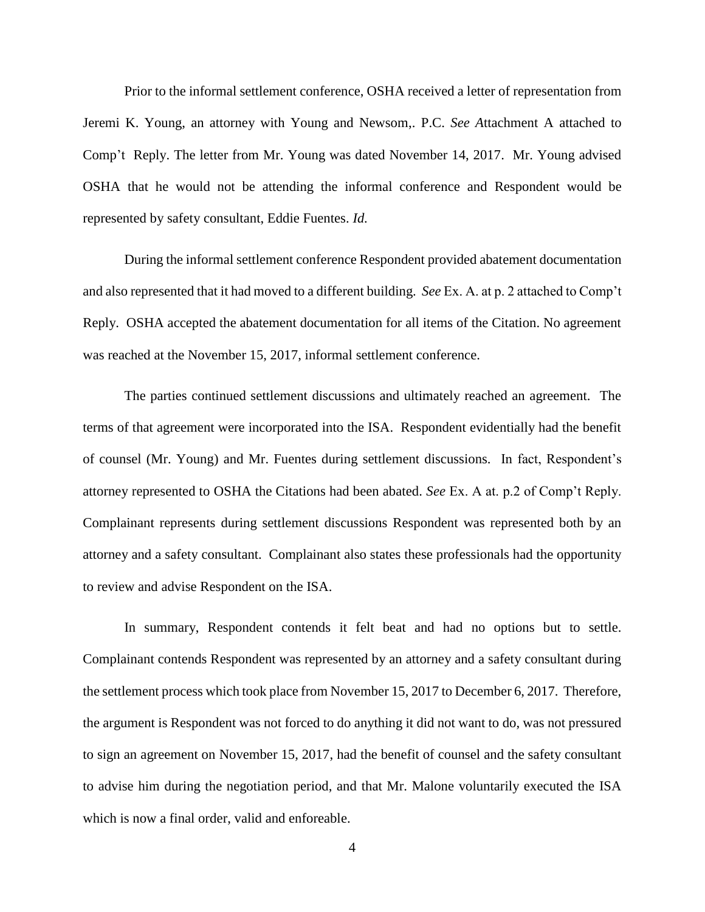Prior to the informal settlement conference, OSHA received a letter of representation from Jeremi K. Young, an attorney with Young and Newsom,. P.C. *See A*ttachment A attached to Comp't Reply. The letter from Mr. Young was dated November 14, 2017. Mr. Young advised OSHA that he would not be attending the informal conference and Respondent would be represented by safety consultant, Eddie Fuentes. *Id.*

During the informal settlement conference Respondent provided abatement documentation and also represented that it had moved to a different building. *See* Ex. A. at p. 2 attached to Comp't Reply. OSHA accepted the abatement documentation for all items of the Citation. No agreement was reached at the November 15, 2017, informal settlement conference.

The parties continued settlement discussions and ultimately reached an agreement. The terms of that agreement were incorporated into the ISA. Respondent evidentially had the benefit of counsel (Mr. Young) and Mr. Fuentes during settlement discussions. In fact, Respondent's attorney represented to OSHA the Citations had been abated. *See* Ex. A at. p.2 of Comp't Reply. Complainant represents during settlement discussions Respondent was represented both by an attorney and a safety consultant. Complainant also states these professionals had the opportunity to review and advise Respondent on the ISA.

In summary, Respondent contends it felt beat and had no options but to settle. Complainant contends Respondent was represented by an attorney and a safety consultant during the settlement process which took place from November 15, 2017 to December 6, 2017. Therefore, the argument is Respondent was not forced to do anything it did not want to do, was not pressured to sign an agreement on November 15, 2017, had the benefit of counsel and the safety consultant to advise him during the negotiation period, and that Mr. Malone voluntarily executed the ISA which is now a final order, valid and enforeable.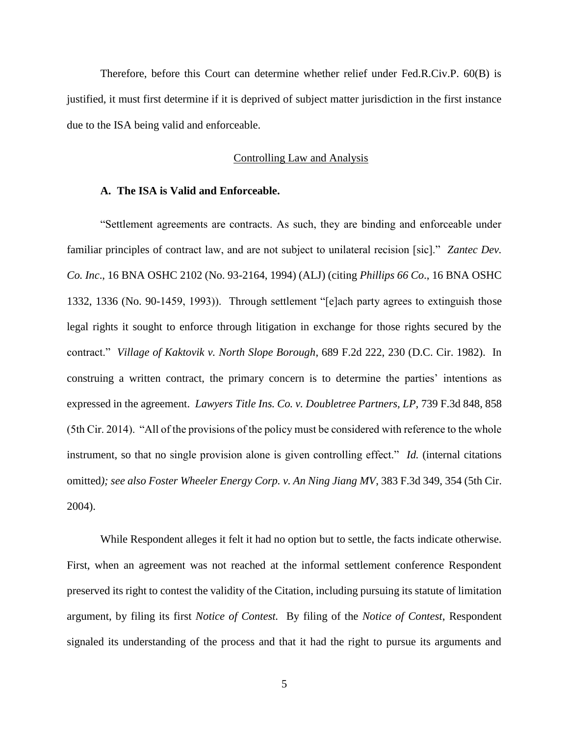Therefore, before this Court can determine whether relief under Fed.R.Civ.P. 60(B) is justified, it must first determine if it is deprived of subject matter jurisdiction in the first instance due to the ISA being valid and enforceable.

## Controlling Law and Analysis

### A. The ISA is Valid and Enforceable.

"Settlement agreements are contracts. As such, they are binding and enforceable under familiar principles of contract law, and are not subject to unilateral recision [sic]." *Zantec Dev. Co. Inc*., 16 BNA OSHC 2102 (No. 93-2164, 1994) (ALJ) (citing *Phillips 66 Co*., 16 BNA OSHC 1332, 1336 (No. 90-1459, 1993)). Through settlement "[e]ach party agrees to extinguish those legal rights it sought to enforce through litigation in exchange for those rights secured by the contract." *Village of Kaktovik v. North Slope Borough*, 689 F.2d 222, 230 (D.C. Cir. 1982). In construing a written contract, the primary concern is to determine the parties' intentions as expressed in the agreement. *Lawyers Title Ins. Co. v. Doubletree Partners, LP*, 739 F.3d 848, 858 (5th Cir. 2014). "All of the provisions of the policy must be considered with reference to the whole instrument, so that no single provision alone is given controlling effect." *Id.* (internal citations omitted*); see also Foster Wheeler Energy Corp. v. An Ning Jiang MV*, 383 F.3d 349, 354 (5th Cir. 2004).

While Respondent alleges it felt it had no option but to settle, the facts indicate otherwise. First, when an agreement was not reached at the informal settlement conference Respondent preserved its right to contest the validity of the Citation, including pursuing its statute of limitation argument, by filing its first *Notice of Contest.* By filing of the *Notice of Contest*, Respondent signaled its understanding of the process and that it had the right to pursue its arguments and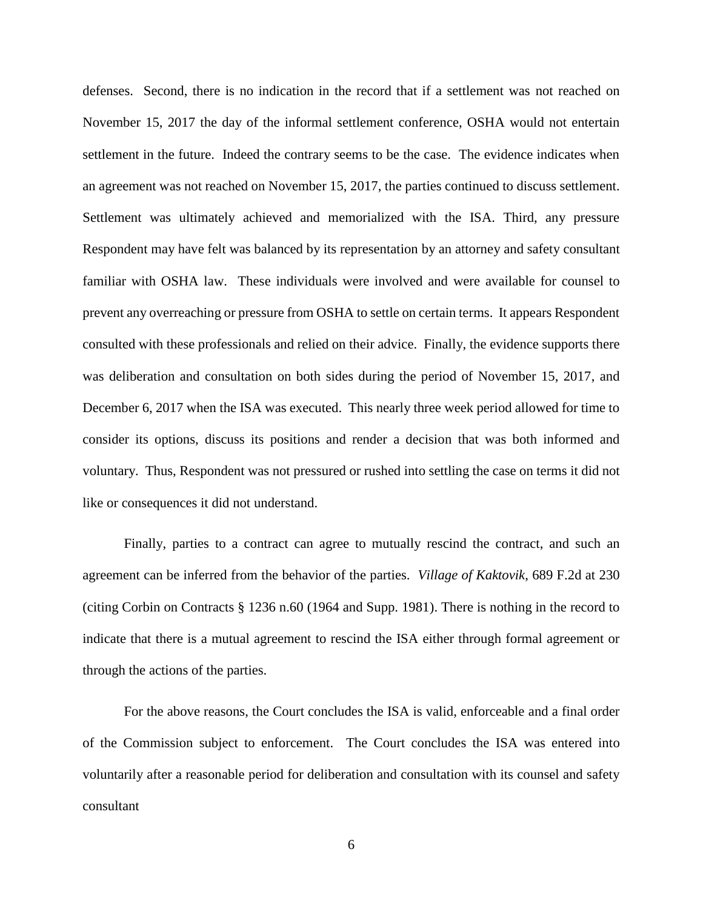defenses. Second, there is no indication in the record that if a settlement was not reached on November 15, 2017 the day of the informal settlement conference, OSHA would not entertain settlement in the future. Indeed the contrary seems to be the case. The evidence indicates when an agreement was not reached on November 15, 2017, the parties continued to discuss settlement. Settlement was ultimately achieved and memorialized with the ISA. Third, any pressure Respondent may have felt was balanced by its representation by an attorney and safety consultant familiar with OSHA law. These individuals were involved and were available for counsel to prevent any overreaching or pressure from OSHA to settle on certain terms. It appears Respondent consulted with these professionals and relied on their advice. Finally, the evidence supports there was deliberation and consultation on both sides during the period of November 15, 2017, and December 6, 2017 when the ISA was executed. This nearly three week period allowed for time to consider its options, discuss its positions and render a decision that was both informed and voluntary. Thus, Respondent was not pressured or rushed into settling the case on terms it did not like or consequences it did not understand.

Finally, parties to a contract can agree to mutually rescind the contract, and such an agreement can be inferred from the behavior of the parties. *Village of Kaktovik*, 689 F.2d at 230 (citing Corbin on Contracts § 1236 n.60 (1964 and Supp. 1981). There is nothing in the record to indicate that there is a mutual agreement to rescind the ISA either through formal agreement or through the actions of the parties.

For the above reasons, the Court concludes the ISA is valid, enforceable and a final order of the Commission subject to enforcement. The Court concludes the ISA was entered into voluntarily after a reasonable period for deliberation and consultation with its counsel and safety consultant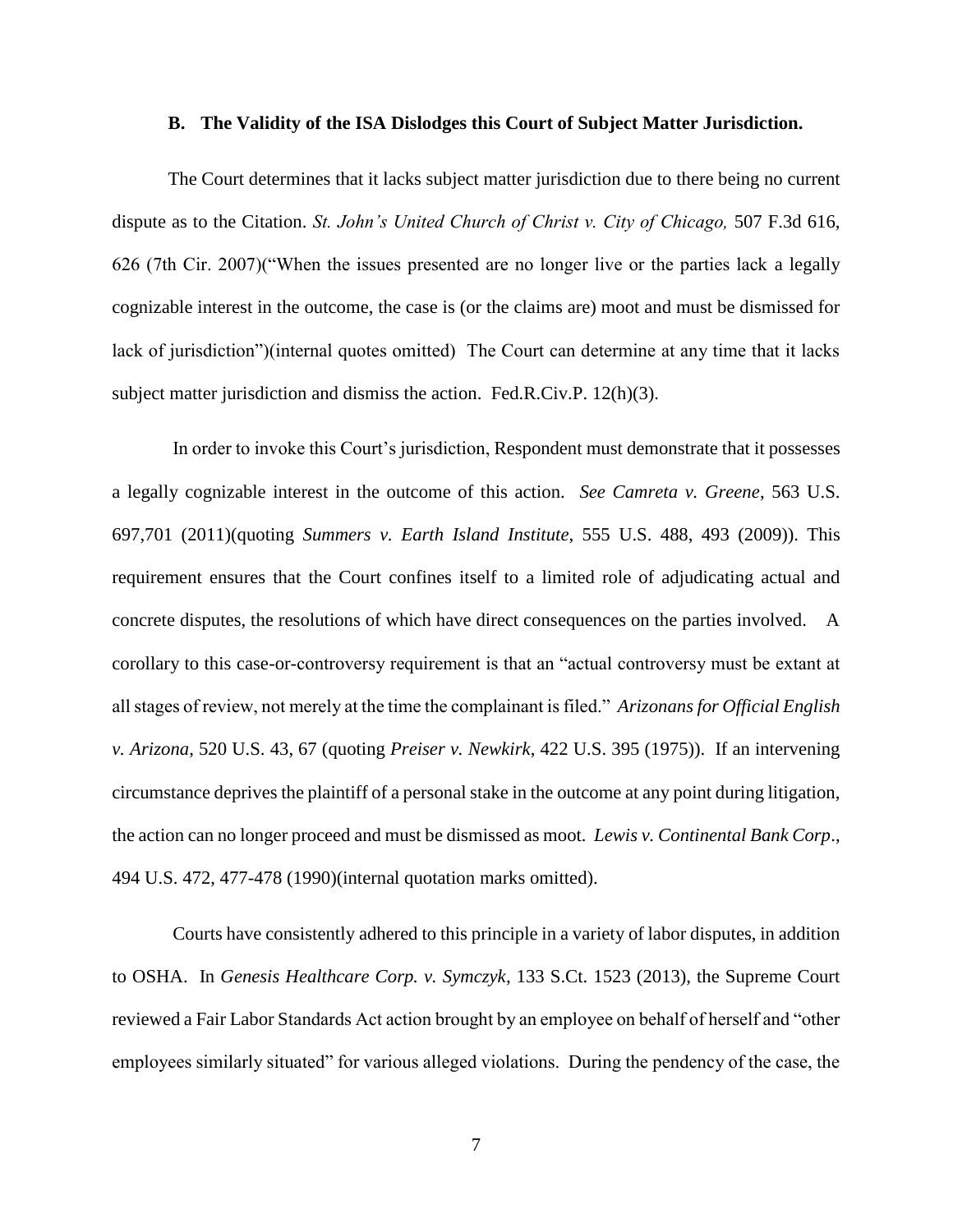### B. The Validity of the ISA Dislodges this Court of Subject Matter Jurisdiction.

The Court determines that it lacks subject matter jurisdiction due to there being no current dispute as to the Citation. *St. John's United Church of Christ v. City of Chicago,* 507 F.3d 616, 626 (7th Cir. 2007)("When the issues presented are no longer live or the parties lack a legally cognizable interest in the outcome, the case is (or the claims are) moot and must be dismissed for lack of jurisdiction")(internal quotes omitted) The Court can determine at any time that it lacks subject matter jurisdiction and dismiss the action. Fed.R.Civ.P. 12(h)(3).

In order to invoke this Court's jurisdiction, Respondent must demonstrate that it possesses a legally cognizable interest in the outcome of this action. *See Camreta v. Greene*, 563 U.S. 697,701 (2011)(quoting *Summers v. Earth Island Institute,* 555 U.S. 488, 493 (2009)). This requirement ensures that the Court confines itself to a limited role of adjudicating actual and concrete disputes, the resolutions of which have direct consequences on the parties involved. A corollary to this case-or-controversy requirement is that an "actual controversy must be extant at all stages of review, not merely at the time the complainant is filed." *Arizonans for Official English v. Arizona*, 520 U.S. 43, 67 (quoting *Preiser v. Newkirk*, 422 U.S. 395 (1975)). If an intervening circumstance deprives the plaintiff of a personal stake in the outcome at any point during litigation, the action can no longer proceed and must be dismissed as moot. *Lewis v. Continental Bank Corp*., 494 U.S. 472, 477-478 (1990)(internal quotation marks omitted).

Courts have consistently adhered to this principle in a variety of labor disputes, in addition to OSHA. In *Genesis Healthcare Corp. v. Symczyk*, 133 S.Ct. 1523 (2013), the Supreme Court reviewed a Fair Labor Standards Act action brought by an employee on behalf of herself and "other employees similarly situated" for various alleged violations. During the pendency of the case, the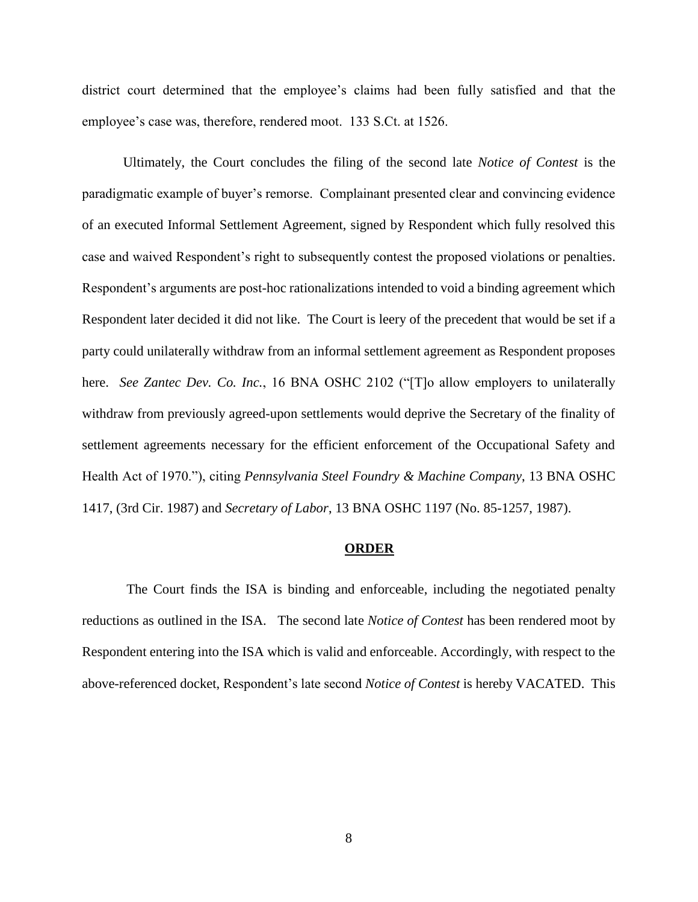district court determined that the employee's claims had been fully satisfied and that the employee's case was, therefore, rendered moot. 133 S.Ct. at 1526.

Ultimately, the Court concludes the filing of the second late *Notice of Contest* is the paradigmatic example of buyer's remorse. Complainant presented clear and convincing evidence of an executed Informal Settlement Agreement, signed by Respondent which fully resolved this case and waived Respondent's right to subsequently contest the proposed violations or penalties. Respondent's arguments are post-hoc rationalizations intended to void a binding agreement which Respondent later decided it did not like. The Court is leery of the precedent that would be set if a party could unilaterally withdraw from an informal settlement agreement as Respondent proposes here. *See Zantec Dev. Co. Inc.*, 16 BNA OSHC 2102 ("[T]o allow employers to unilaterally withdraw from previously agreed-upon settlements would deprive the Secretary of the finality of settlement agreements necessary for the efficient enforcement of the Occupational Safety and Health Act of 1970."), citing *Pennsylvania Steel Foundry & Machine Company*, 13 BNA OSHC 1417, (3rd Cir. 1987) and *Secretary of Labor*, 13 BNA OSHC 1197 (No. 85-1257, 1987).

## ORDER

The Court finds the ISA is binding and enforceable, including the negotiated penalty reductions as outlined in the ISA. The second late *Notice of Contest* has been rendered moot by Respondent entering into the ISA which is valid and enforceable. Accordingly, with respect to the above-referenced docket, Respondent's late second *Notice of Contest* is hereby VACATED. This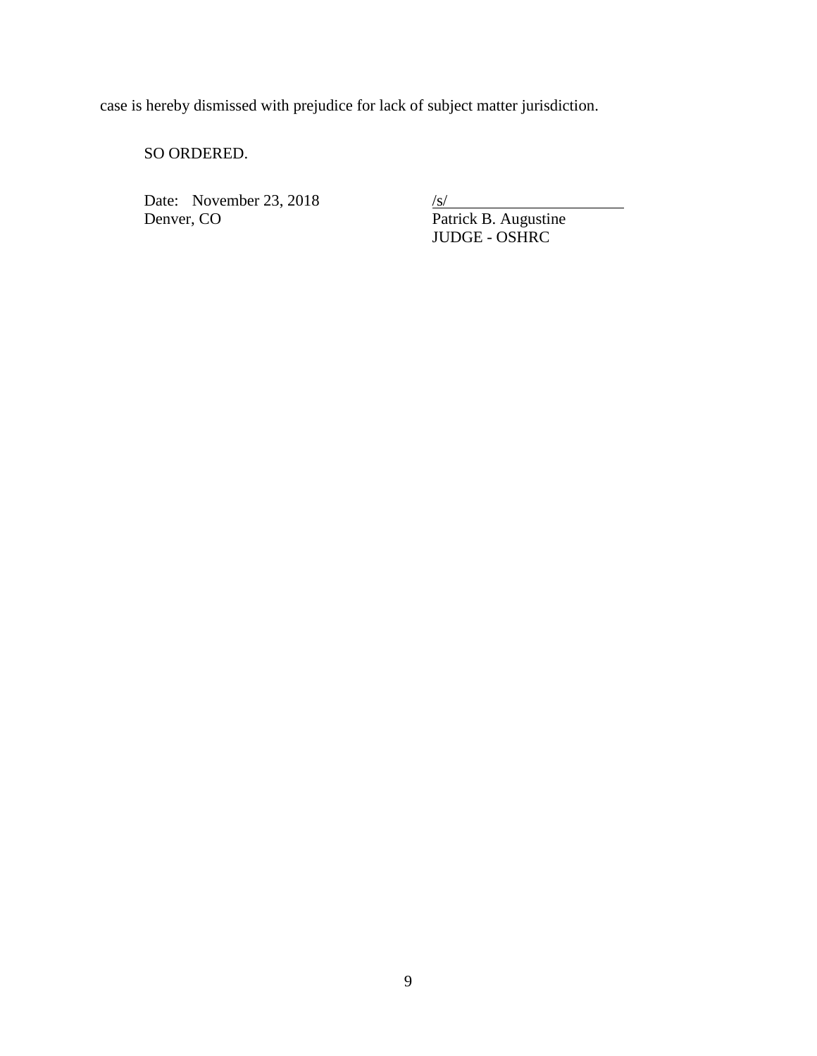case is hereby dismissed with prejudice for lack of subject matter jurisdiction.

SO ORDERED.

Date: November 23, 2018
Denver, CO

/s/
Patrick B. Augustine
JUDGE - OSHRC